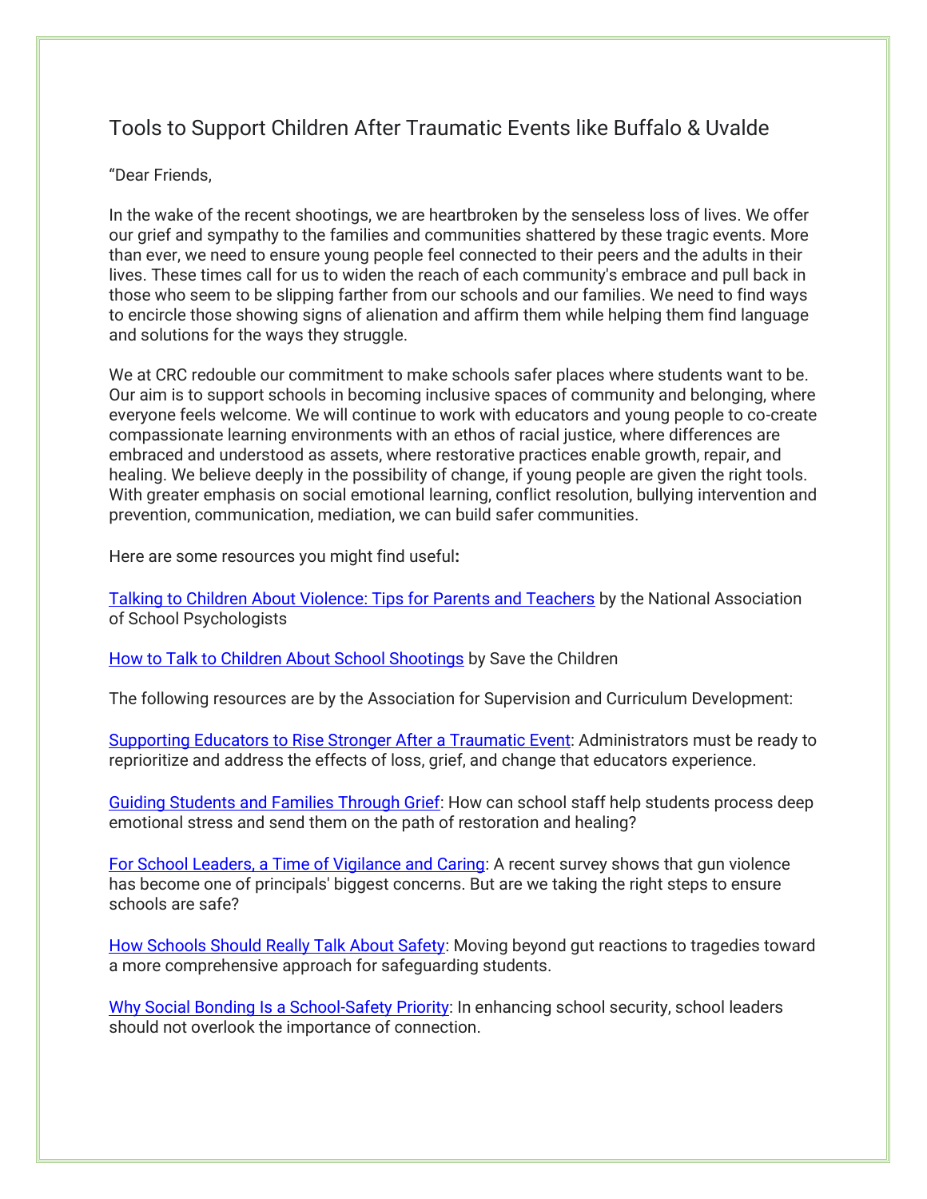# Tools to Support Children After Traumatic Events like Buffalo & Uvalde

"Dear Friends,

In the wake of the recent shootings, we are heartbroken by the senseless loss of lives. We offer our grief and sympathy to the families and communities shattered by these tragic events. More than ever, we need to ensure young people feel connected to their peers and the adults in their lives. These times call for us to widen the reach of each community's embrace and pull back in those who seem to be slipping farther from our schools and our families. We need to find ways to encircle those showing signs of alienation and affirm them while helping them find language and solutions for the ways they struggle.

We at CRC redouble our commitment to make schools safer places where students want to be. Our aim is to support schools in becoming inclusive spaces of community and belonging, where everyone feels welcome. We will continue to work with educators and young people to co-create compassionate learning environments with an ethos of racial justice, where differences are embraced and understood as assets, where restorative practices enable growth, repair, and healing. We believe deeply in the possibility of change, if young people are given the right tools. With greater emphasis on social emotional learning, conflict resolution, bullying intervention and prevention, communication, mediation, we can build safer communities.

Here are some resources you might find useful**:**

Talking to Children About Violence: Tips for Parents and Teachers by the National Association of School Psychologists

How to Talk to Children About School Shootings by Save the Children

The following resources are by the Association for Supervision and Curriculum Development:

Supporting Educators to Rise Stronger After a Traumatic Event: Administrators must be ready to reprioritize and address the effects of loss, grief, and change that educators experience.

Guiding Students and Families Through Grief: How can school staff help students process deep emotional stress and send them on the path of restoration and healing?

For School Leaders, a Time of Vigilance and Caring: A recent survey shows that gun violence has become one of principals' biggest concerns. But are we taking the right steps to ensure schools are safe?

How Schools Should Really Talk About Safety: Moving beyond gut reactions to tragedies toward a more comprehensive approach for safeguarding students.

Why Social Bonding Is a School-Safety Priority: In enhancing school security, school leaders should not overlook the importance of connection.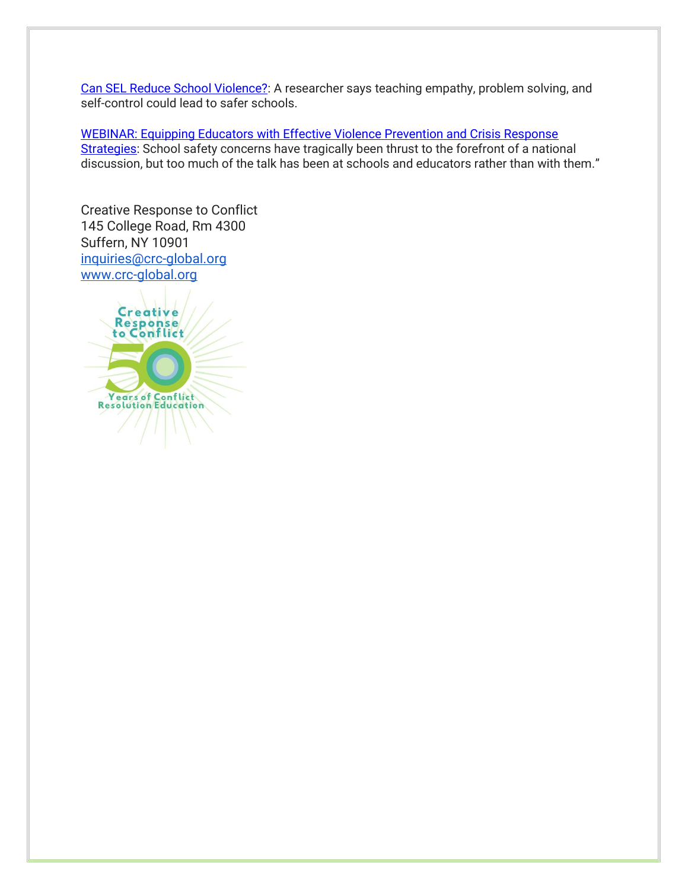Can SEL Reduce School Violence?: A researcher says teaching empathy, problem solving, and self-control could lead to safer schools.

WEBINAR: Equipping Educators with Effective Violence Prevention and Crisis Response Strategies: School safety concerns have tragically been thrust to the forefront of a national discussion, but too much of the talk has been at schools and educators rather than with them."

Creative Response to Conflict
145 College Road, Rm 4300
Suffern, NY 10901
inquiries@crc-global.org
www.crc-global.org

Creative Response to Conflict
50
Years of Conflict Resolution Education